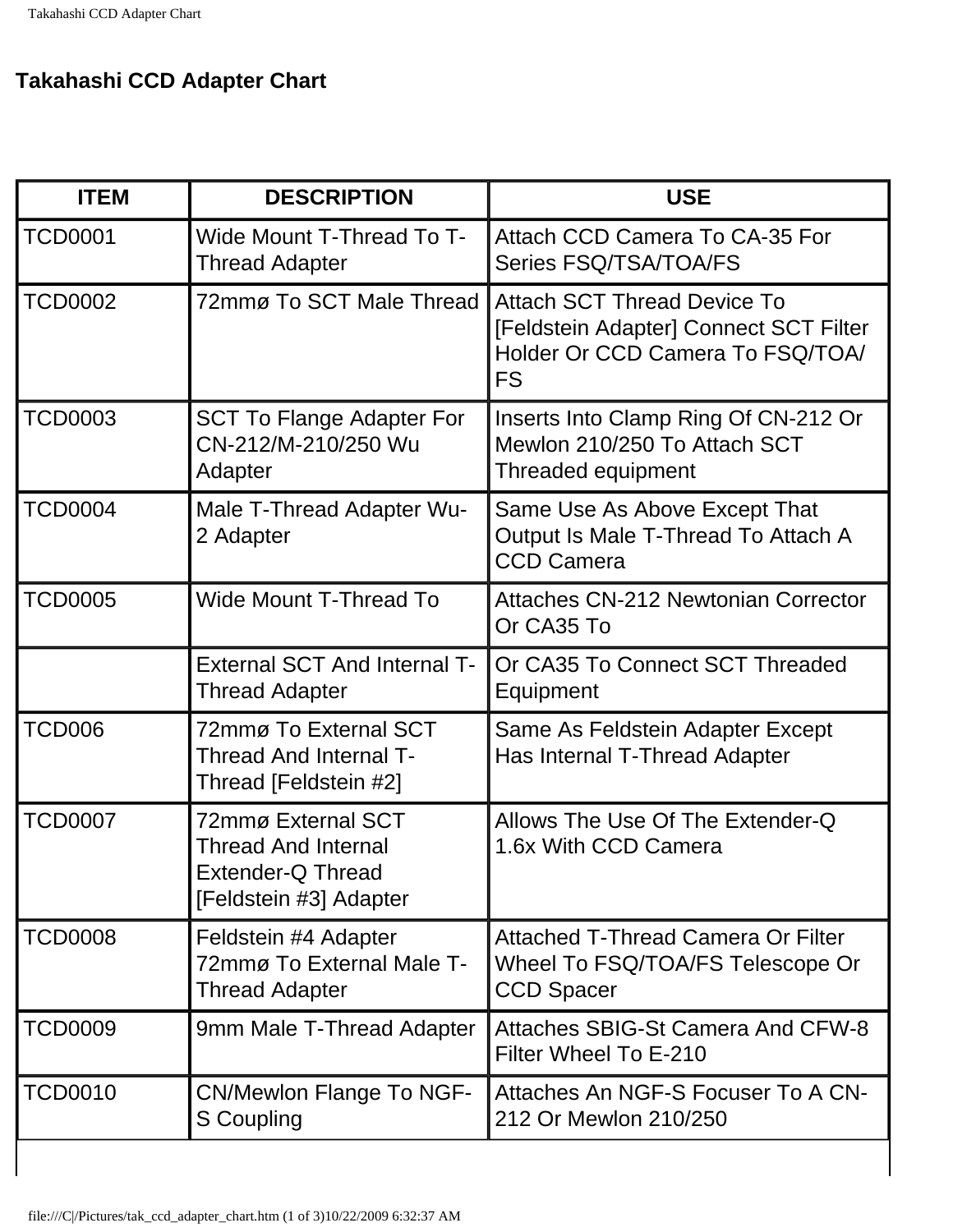## Takahashi CCD Adapter Chart

| ITEM | DESCRIPTION | USE |
|---|---|---|
| TCD0001 | Wide Mount T-Thread To T-Thread Adapter | Attach CCD Camera To CA-35 For Series FSQ/TSA/TOA/FS |
| TCD0002 | 72mmø To SCT Male Thread | Attach SCT Thread Device To [Feldstein Adapter] Connect SCT Filter Holder Or CCD Camera To FSQ/TOA/FS |
| TCD0003 | SCT To Flange Adapter For CN-212/M-210/250 Wu Adapter | Inserts Into Clamp Ring Of CN-212 Or Mewlon 210/250 To Attach SCT Threaded equipment |
| TCD0004 | Male T-Thread Adapter Wu-2 Adapter | Same Use As Above Except That Output Is Male T-Thread To Attach A CCD Camera |
| TCD0005 | Wide Mount T-Thread To | Attaches CN-212 Newtonian Corrector Or CA35 To |
| | External SCT And Internal T-Thread Adapter | Or CA35 To Connect SCT Threaded Equipment |
| TCD006 | 72mmø To External SCT Thread And Internal T-Thread [Feldstein #2] | Same As Feldstein Adapter Except Has Internal T-Thread Adapter |
| TCD0007 | 72mmø External SCT Thread And Internal Extender-Q Thread [Feldstein #3] Adapter | Allows The Use Of The Extender-Q 1.6x With CCD Camera |
| TCD0008 | Feldstein #4 Adapter 72mmø To External Male T-Thread Adapter | Attached T-Thread Camera Or Filter Wheel To FSQ/TOA/FS Telescope Or CCD Spacer |
| TCD0009 | 9mm Male T-Thread Adapter | Attaches SBIG-St Camera And CFW-8 Filter Wheel To E-210 |
| TCD0010 | CN/Mewlon Flange To NGF-S Coupling | Attaches An NGF-S Focuser To A CN-212 Or Mewlon 210/250 |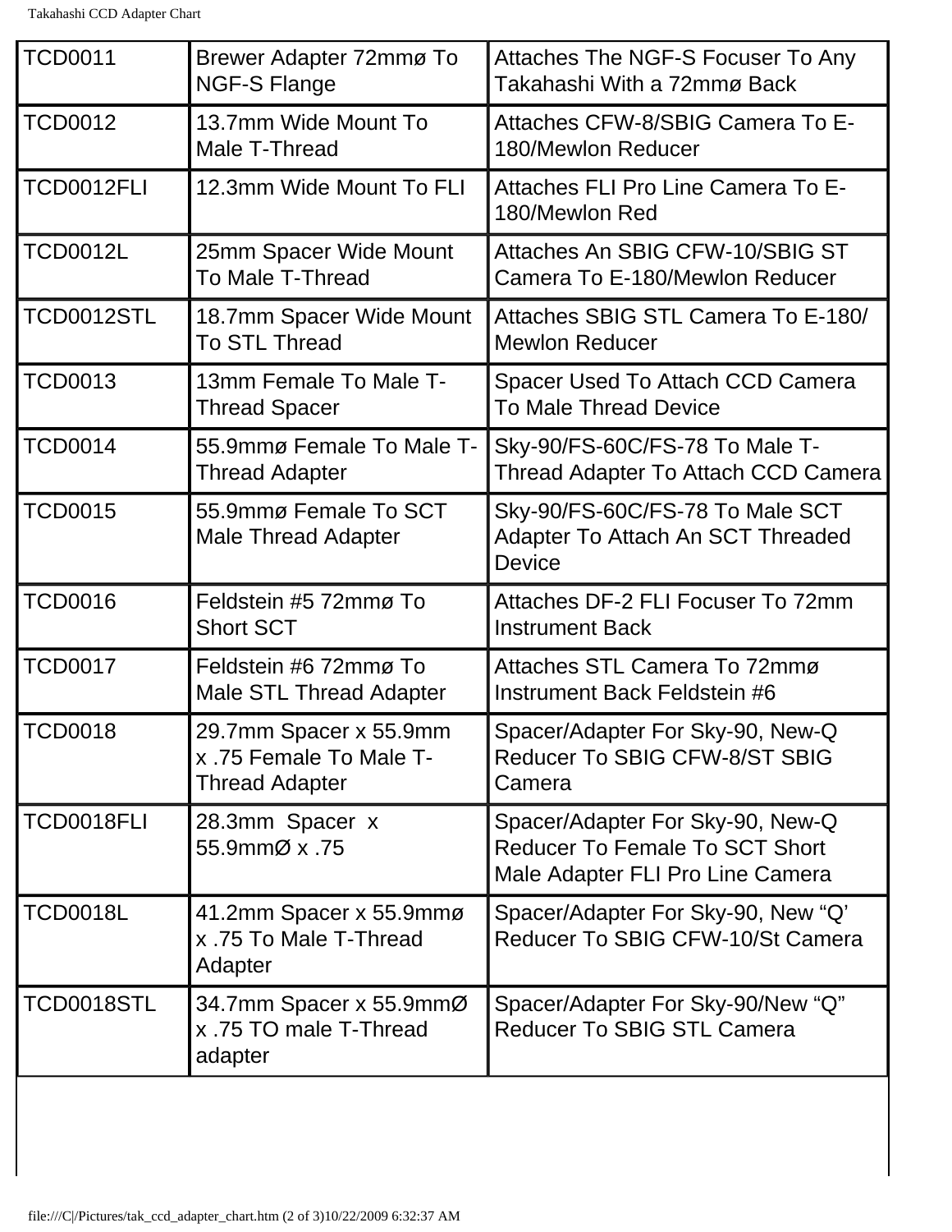| TCD0011 | Brewer Adapter 72mmø To NGF-S Flange | Attaches The NGF-S Focuser To Any Takahashi With a 72mmø Back |
|---|---|---|
| TCD0012 | 13.7mm Wide Mount To Male T-Thread | Attaches CFW-8/SBIG Camera To E-180/Mewlon Reducer |
| TCD0012FLI | 12.3mm Wide Mount To FLI | Attaches FLI Pro Line Camera To E-180/Mewlon Red |
| TCD0012L | 25mm Spacer Wide Mount To Male T-Thread | Attaches An SBIG CFW-10/SBIG ST Camera To E-180/Mewlon Reducer |
| TCD0012STL | 18.7mm Spacer Wide Mount To STL Thread | Attaches SBIG STL Camera To E-180/ Mewlon Reducer |
| TCD0013 | 13mm Female To Male T-Thread Spacer | Spacer Used To Attach CCD Camera To Male Thread Device |
| TCD0014 | 55.9mmø Female To Male T-Thread Adapter | Sky-90/FS-60C/FS-78 To Male T-Thread Adapter To Attach CCD Camera |
| TCD0015 | 55.9mmø Female To SCT Male Thread Adapter | Sky-90/FS-60C/FS-78 To Male SCT Adapter To Attach An SCT Threaded Device |
| TCD0016 | Feldstein #5 72mmø To Short SCT | Attaches DF-2 FLI Focuser To 72mm Instrument Back |
| TCD0017 | Feldstein #6 72mmø To Male STL Thread Adapter | Attaches STL Camera To 72mmø Instrument Back Feldstein #6 |
| TCD0018 | 29.7mm Spacer x 55.9mm x .75 Female To Male T-Thread Adapter | Spacer/Adapter For Sky-90, New-Q Reducer To SBIG CFW-8/ST SBIG Camera |
| TCD0018FLI | 28.3mm Spacer x 55.9mmØ x .75 | Spacer/Adapter For Sky-90, New-Q Reducer To Female To SCT Short Male Adapter FLI Pro Line Camera |
| TCD0018L | 41.2mm Spacer x 55.9mmø x .75 To Male T-Thread Adapter | Spacer/Adapter For Sky-90, New “Q’ Reducer To SBIG CFW-10/St Camera |
| TCD0018STL | 34.7mm Spacer x 55.9mmØ x .75 TO male T-Thread adapter | Spacer/Adapter For Sky-90/New “Q” Reducer To SBIG STL Camera |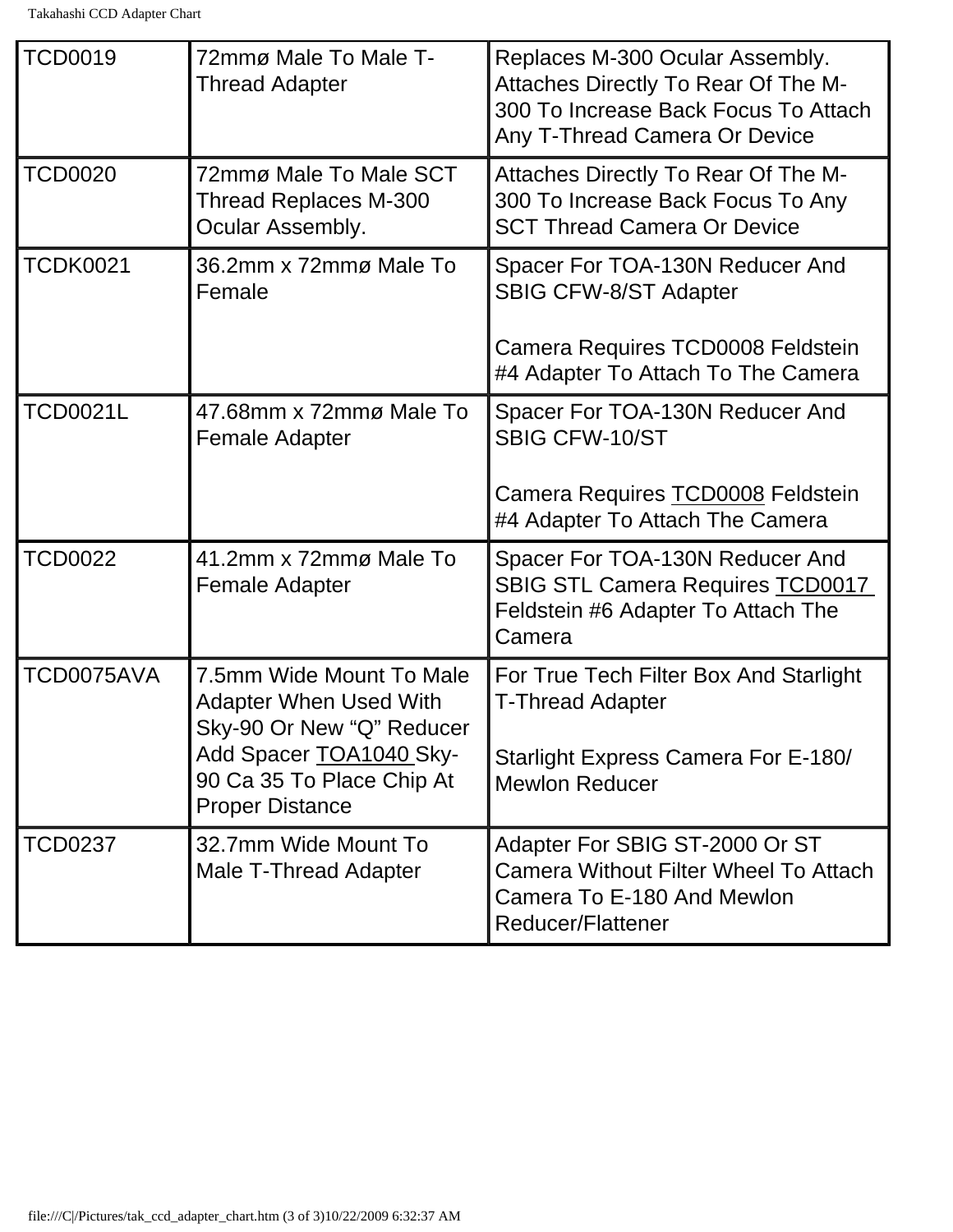| | | |
|---|---|---|
| TCD0019 | 72mmø Male To Male T-Thread Adapter | Replaces M-300 Ocular Assembly. Attaches Directly To Rear Of The M-300 To Increase Back Focus To Attach Any T-Thread Camera Or Device |
| TCD0020 | 72mmø Male To Male SCT Thread Replaces M-300 Ocular Assembly. | Attaches Directly To Rear Of The M-300 To Increase Back Focus To Any SCT Thread Camera Or Device |
| TCDK0021 | 36.2mm x 72mmø Male To Female | Spacer For TOA-130N Reducer And SBIG CFW-8/ST Adapter<br><br>Camera Requires TCD0008 Feldstein #4 Adapter To Attach To The Camera |
| TCD0021L | 47.68mm x 72mmø Male To Female Adapter | Spacer For TOA-130N Reducer And SBIG CFW-10/ST<br><br>Camera Requires TCD0008 Feldstein #4 Adapter To Attach The Camera |
| TCD0022 | 41.2mm x 72mmø Male To Female Adapter | Spacer For TOA-130N Reducer And SBIG STL Camera Requires TCD0017 Feldstein #6 Adapter To Attach The Camera |
| TCD0075AVA | 7.5mm Wide Mount To Male Adapter When Used With Sky-90 Or New “Q” Reducer Add Spacer TOA1040 Sky-90 Ca 35 To Place Chip At Proper Distance | For True Tech Filter Box And Starlight T-Thread Adapter<br><br>Starlight Express Camera For E-180/ Mewlon Reducer |
| TCD0237 | 32.7mm Wide Mount To Male T-Thread Adapter | Adapter For SBIG ST-2000 Or ST Camera Without Filter Wheel To Attach Camera To E-180 And Mewlon Reducer/Flattener |